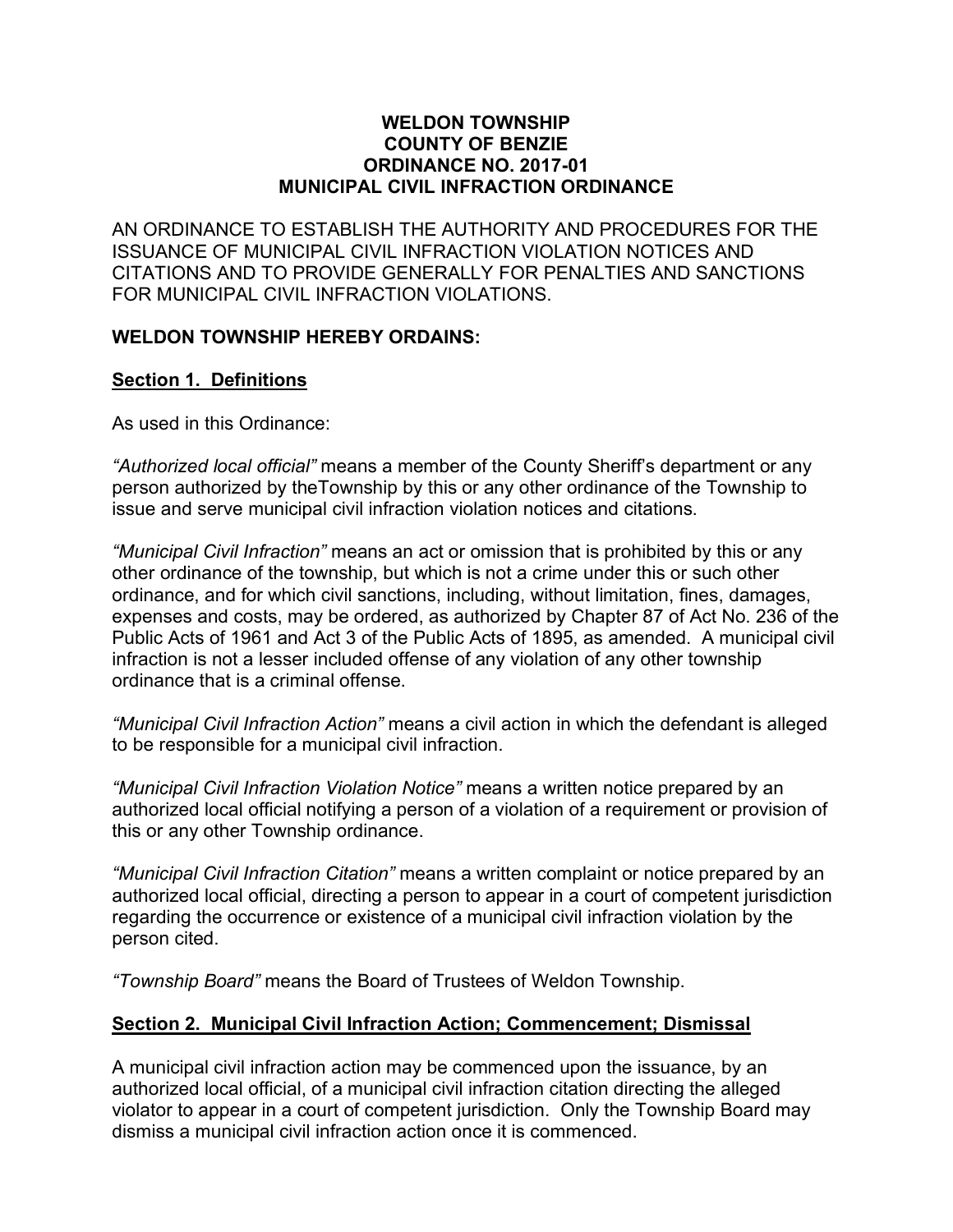**WELDON TOWNSHIP**
**COUNTY OF BENZIE**
**ORDINANCE NO. 2017-01**
**MUNICIPAL CIVIL INFRACTION ORDINANCE**

AN ORDINANCE TO ESTABLISH THE AUTHORITY AND PROCEDURES FOR THE ISSUANCE OF MUNICIPAL CIVIL INFRACTION VIOLATION NOTICES AND CITATIONS AND TO PROVIDE GENERALLY FOR PENALTIES AND SANCTIONS FOR MUNICIPAL CIVIL INFRACTION VIOLATIONS.

**WELDON TOWNSHIP HEREBY ORDAINS:**

## Section 1. Definitions

As used in this Ordinance:

*"Authorized local official"* means a member of the County Sheriff's department or any person authorized by theTownship by this or any other ordinance of the Township to issue and serve municipal civil infraction violation notices and citations.

*"Municipal Civil Infraction"* means an act or omission that is prohibited by this or any other ordinance of the township, but which is not a crime under this or such other ordinance, and for which civil sanctions, including, without limitation, fines, damages, expenses and costs, may be ordered, as authorized by Chapter 87 of Act No. 236 of the Public Acts of 1961 and Act 3 of the Public Acts of 1895, as amended. A municipal civil infraction is not a lesser included offense of any violation of any other township ordinance that is a criminal offense.

*"Municipal Civil Infraction Action"* means a civil action in which the defendant is alleged to be responsible for a municipal civil infraction.

*"Municipal Civil Infraction Violation Notice"* means a written notice prepared by an authorized local official notifying a person of a violation of a requirement or provision of this or any other Township ordinance.

*"Municipal Civil Infraction Citation"* means a written complaint or notice prepared by an authorized local official, directing a person to appear in a court of competent jurisdiction regarding the occurrence or existence of a municipal civil infraction violation by the person cited.

*"Township Board"* means the Board of Trustees of Weldon Township.

## Section 2. Municipal Civil Infraction Action; Commencement; Dismissal

A municipal civil infraction action may be commenced upon the issuance, by an authorized local official, of a municipal civil infraction citation directing the alleged violator to appear in a court of competent jurisdiction. Only the Township Board may dismiss a municipal civil infraction action once it is commenced.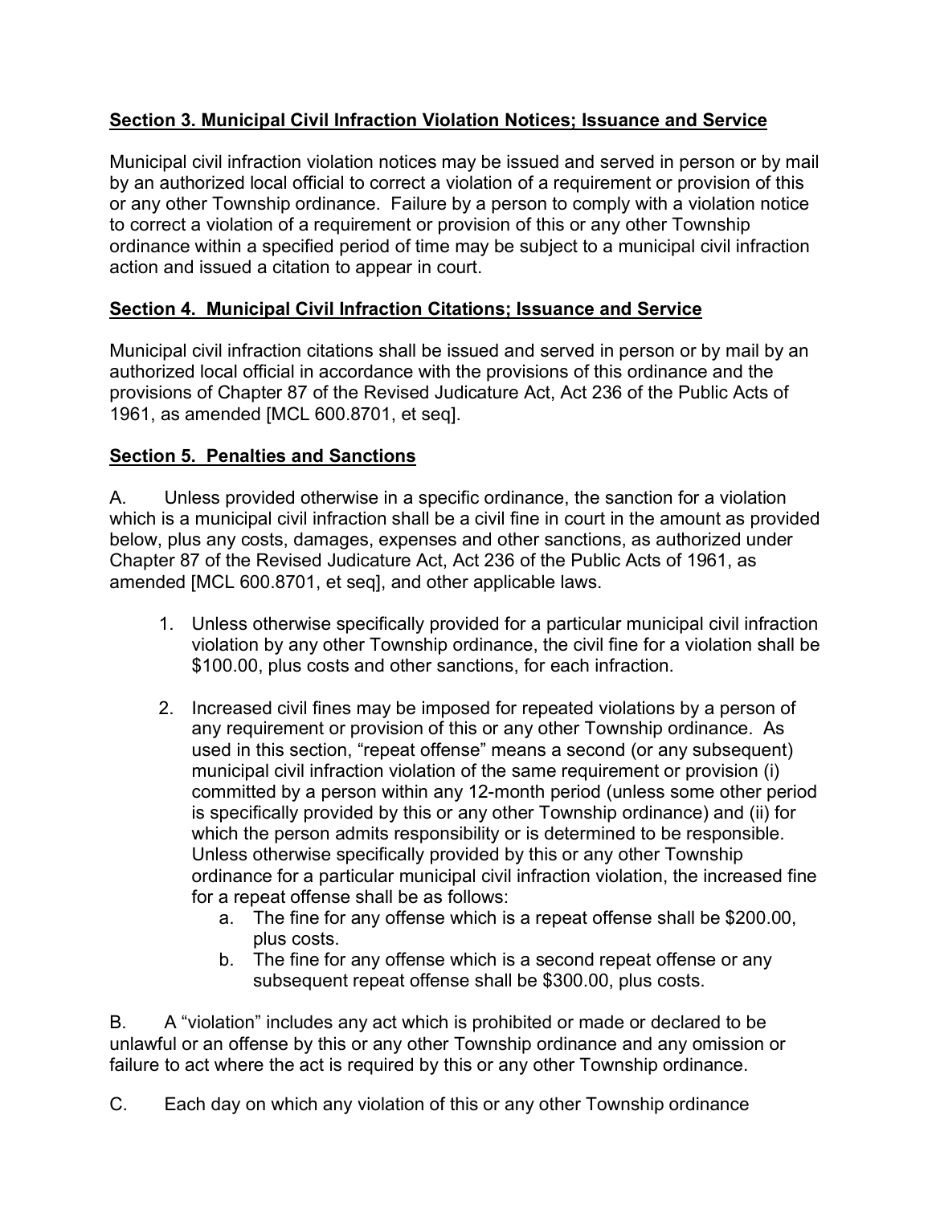**Section 3. Municipal Civil Infraction Violation Notices; Issuance and Service**

Municipal civil infraction violation notices may be issued and served in person or by mail by an authorized local official to correct a violation of a requirement or provision of this or any other Township ordinance. Failure by a person to comply with a violation notice to correct a violation of a requirement or provision of this or any other Township ordinance within a specified period of time may be subject to a municipal civil infraction action and issued a citation to appear in court.

**Section 4. Municipal Civil Infraction Citations; Issuance and Service**

Municipal civil infraction citations shall be issued and served in person or by mail by an authorized local official in accordance with the provisions of this ordinance and the provisions of Chapter 87 of the Revised Judicature Act, Act 236 of the Public Acts of 1961, as amended [MCL 600.8701, et seq].

**Section 5. Penalties and Sanctions**

A. Unless provided otherwise in a specific ordinance, the sanction for a violation which is a municipal civil infraction shall be a civil fine in court in the amount as provided below, plus any costs, damages, expenses and other sanctions, as authorized under Chapter 87 of the Revised Judicature Act, Act 236 of the Public Acts of 1961, as amended [MCL 600.8701, et seq], and other applicable laws.

1. Unless otherwise specifically provided for a particular municipal civil infraction violation by any other Township ordinance, the civil fine for a violation shall be $100.00, plus costs and other sanctions, for each infraction.

2. Increased civil fines may be imposed for repeated violations by a person of any requirement or provision of this or any other Township ordinance. As used in this section, "repeat offense" means a second (or any subsequent) municipal civil infraction violation of the same requirement or provision (i) committed by a person within any 12-month period (unless some other period is specifically provided by this or any other Township ordinance) and (ii) for which the person admits responsibility or is determined to be responsible. Unless otherwise specifically provided by this or any other Township ordinance for a particular municipal civil infraction violation, the increased fine for a repeat offense shall be as follows:
   a. The fine for any offense which is a repeat offense shall be $200.00, plus costs.
   b. The fine for any offense which is a second repeat offense or any subsequent repeat offense shall be $300.00, plus costs.

B. A "violation" includes any act which is prohibited or made or declared to be unlawful or an offense by this or any other Township ordinance and any omission or failure to act where the act is required by this or any other Township ordinance.

C. Each day on which any violation of this or any other Township ordinance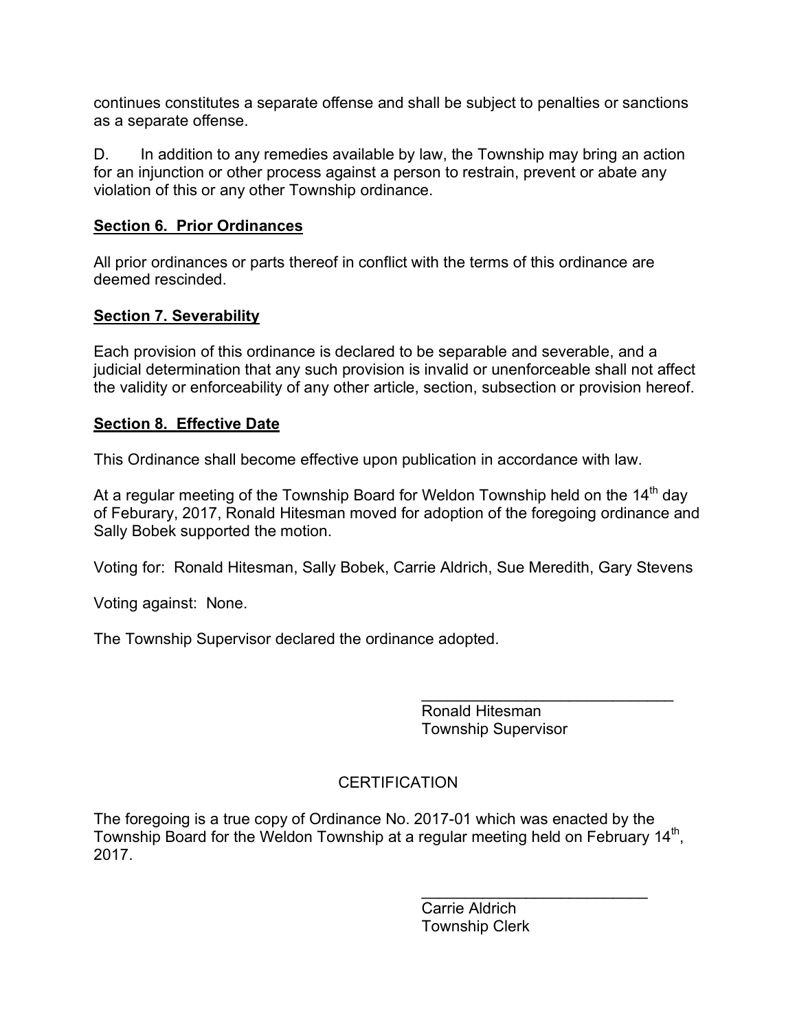continues constitutes a separate offense and shall be subject to penalties or sanctions as a separate offense.

D. In addition to any remedies available by law, the Township may bring an action for an injunction or other process against a person to restrain, prevent or abate any violation of this or any other Township ordinance.

**Section 6. Prior Ordinances**

All prior ordinances or parts thereof in conflict with the terms of this ordinance are deemed rescinded.

**Section 7. Severability**

Each provision of this ordinance is declared to be separable and severable, and a judicial determination that any such provision is invalid or unenforceable shall not affect the validity or enforceability of any other article, section, subsection or provision hereof.

**Section 8. Effective Date**

This Ordinance shall become effective upon publication in accordance with law.

At a regular meeting of the Township Board for Weldon Township held on the 14th day of Feburary, 2017, Ronald Hitesman moved for adoption of the foregoing ordinance and Sally Bobek supported the motion.

Voting for: Ronald Hitesman, Sally Bobek, Carrie Aldrich, Sue Meredith, Gary Stevens

Voting against: None.

The Township Supervisor declared the ordinance adopted.

\_\_\_\_\_\_\_\_\_\_\_\_\_\_\_\_\_\_\_\_\_\_\_\_\_\_\_\_\_\_
Ronald Hitesman
Township Supervisor

CERTIFICATION

The foregoing is a true copy of Ordinance No. 2017-01 which was enacted by the Township Board for the Weldon Township at a regular meeting held on February 14th, 2017.

\_\_\_\_\_\_\_\_\_\_\_\_\_\_\_\_\_\_\_\_\_\_\_\_\_\_\_
Carrie Aldrich
Township Clerk